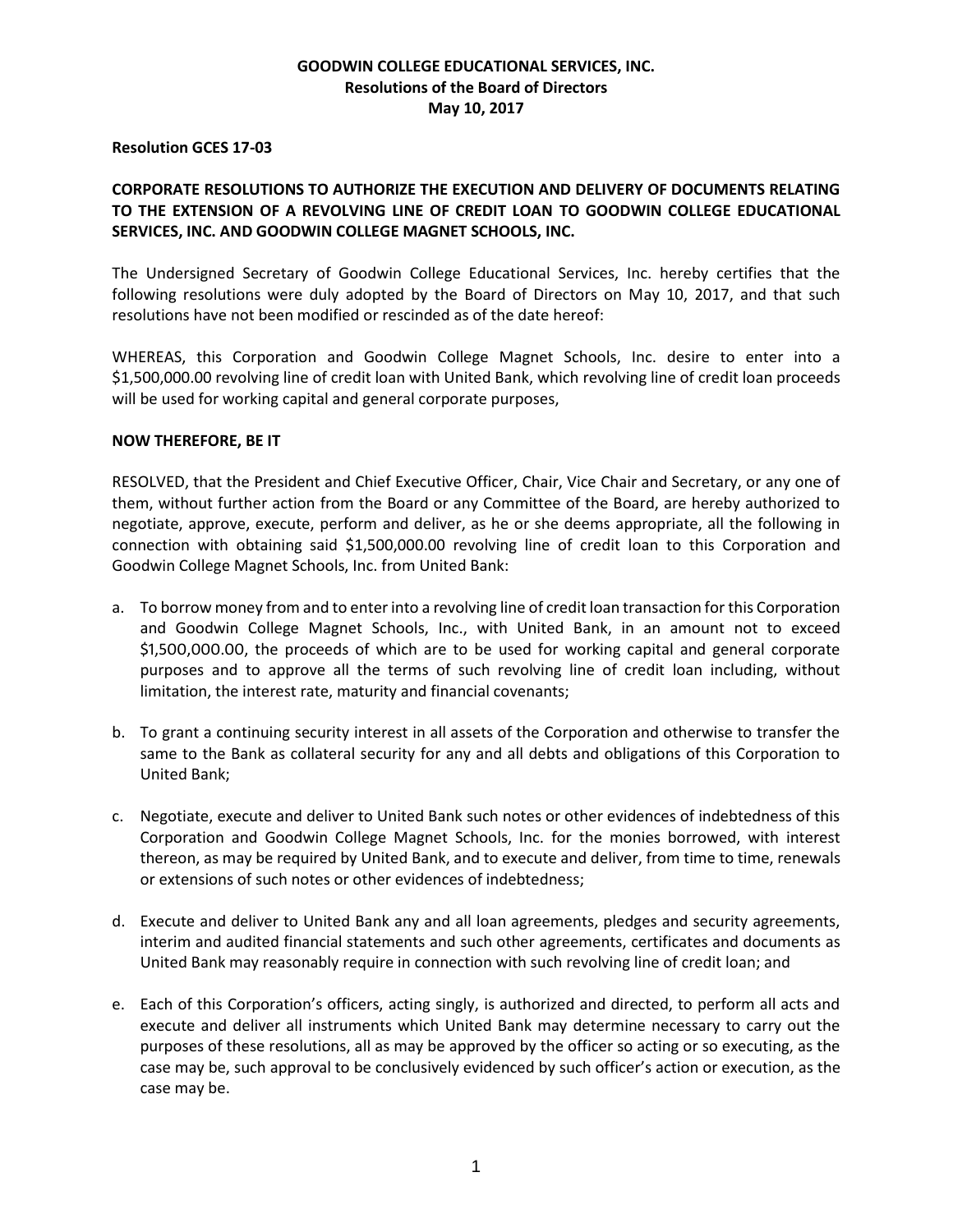# GOODWIN COLLEGE EDUCATIONAL SERVICES, INC.
## Resolutions of the Board of Directors
## May 10, 2017

**Resolution GCES 17-03**

**CORPORATE RESOLUTIONS TO AUTHORIZE THE EXECUTION AND DELIVERY OF DOCUMENTS RELATING TO THE EXTENSION OF A REVOLVING LINE OF CREDIT LOAN TO GOODWIN COLLEGE EDUCATIONAL SERVICES, INC. AND GOODWIN COLLEGE MAGNET SCHOOLS, INC.**

The Undersigned Secretary of Goodwin College Educational Services, Inc. hereby certifies that the following resolutions were duly adopted by the Board of Directors on May 10, 2017, and that such resolutions have not been modified or rescinded as of the date hereof:

WHEREAS, this Corporation and Goodwin College Magnet Schools, Inc. desire to enter into a $1,500,000.00 revolving line of credit loan with United Bank, which revolving line of credit loan proceeds will be used for working capital and general corporate purposes,

**NOW THEREFORE, BE IT**

RESOLVED, that the President and Chief Executive Officer, Chair, Vice Chair and Secretary, or any one of them, without further action from the Board or any Committee of the Board, are hereby authorized to negotiate, approve, execute, perform and deliver, as he or she deems appropriate, all the following in connection with obtaining said $1,500,000.00 revolving line of credit loan to this Corporation and Goodwin College Magnet Schools, Inc. from United Bank:

a. To borrow money from and to enter into a revolving line of credit loan transaction for this Corporation and Goodwin College Magnet Schools, Inc., with United Bank, in an amount not to exceed $1,500,000.00, the proceeds of which are to be used for working capital and general corporate purposes and to approve all the terms of such revolving line of credit loan including, without limitation, the interest rate, maturity and financial covenants;

b. To grant a continuing security interest in all assets of the Corporation and otherwise to transfer the same to the Bank as collateral security for any and all debts and obligations of this Corporation to United Bank;

c. Negotiate, execute and deliver to United Bank such notes or other evidences of indebtedness of this Corporation and Goodwin College Magnet Schools, Inc. for the monies borrowed, with interest thereon, as may be required by United Bank, and to execute and deliver, from time to time, renewals or extensions of such notes or other evidences of indebtedness;

d. Execute and deliver to United Bank any and all loan agreements, pledges and security agreements, interim and audited financial statements and such other agreements, certificates and documents as United Bank may reasonably require in connection with such revolving line of credit loan; and

e. Each of this Corporation's officers, acting singly, is authorized and directed, to perform all acts and execute and deliver all instruments which United Bank may determine necessary to carry out the purposes of these resolutions, all as may be approved by the officer so acting or so executing, as the case may be, such approval to be conclusively evidenced by such officer's action or execution, as the case may be.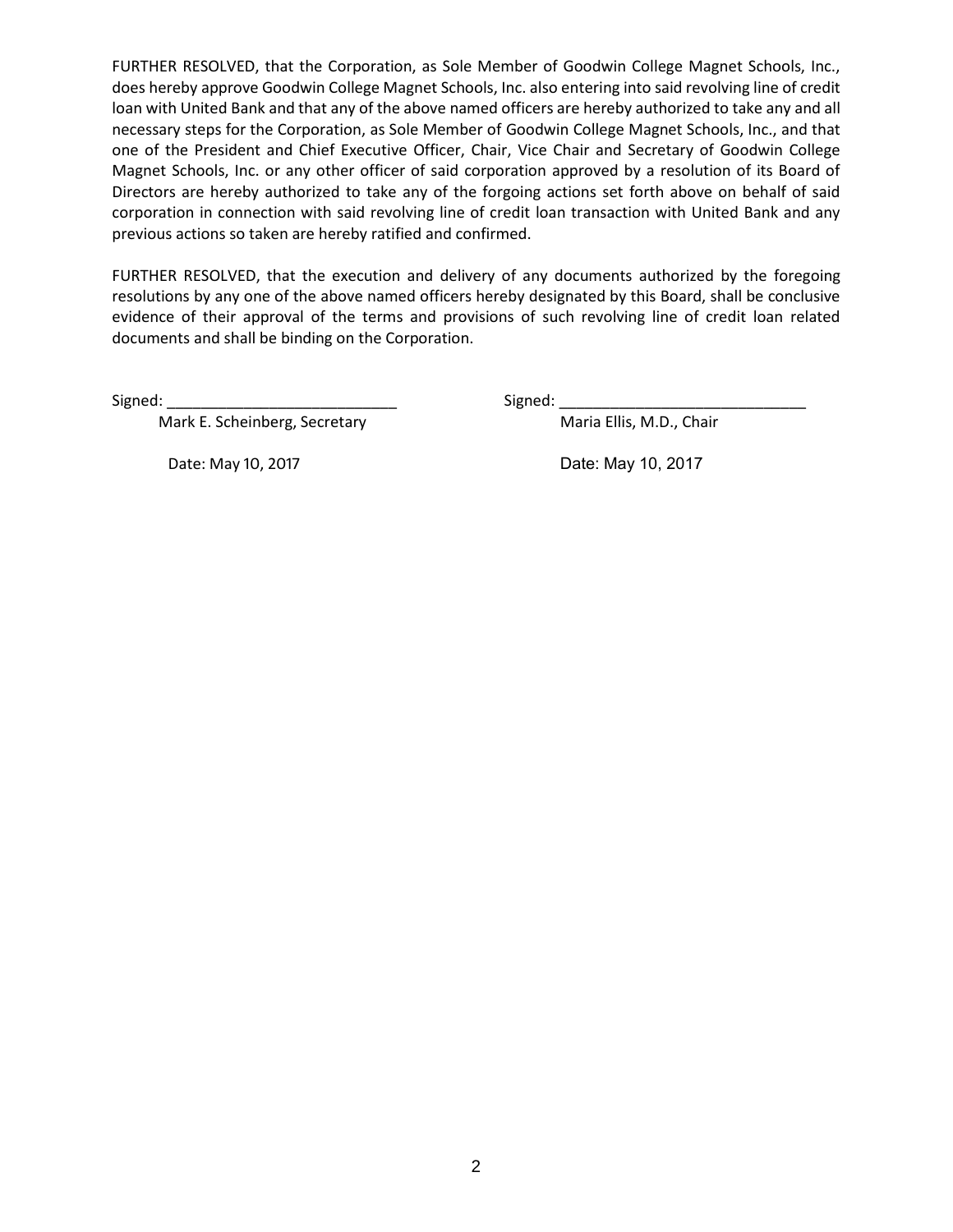FURTHER RESOLVED, that the Corporation, as Sole Member of Goodwin College Magnet Schools, Inc., does hereby approve Goodwin College Magnet Schools, Inc. also entering into said revolving line of credit loan with United Bank and that any of the above named officers are hereby authorized to take any and all necessary steps for the Corporation, as Sole Member of Goodwin College Magnet Schools, Inc., and that one of the President and Chief Executive Officer, Chair, Vice Chair and Secretary of Goodwin College Magnet Schools, Inc. or any other officer of said corporation approved by a resolution of its Board of Directors are hereby authorized to take any of the forgoing actions set forth above on behalf of said corporation in connection with said revolving line of credit loan transaction with United Bank and any previous actions so taken are hereby ratified and confirmed.

FURTHER RESOLVED, that the execution and delivery of any documents authorized by the foregoing resolutions by any one of the above named officers hereby designated by this Board, shall be conclusive evidence of their approval of the terms and provisions of such revolving line of credit loan related documents and shall be binding on the Corporation.

Signed: ___________________________
Mark E. Scheinberg, Secretary

Date: May 10, 2017

Signed: _____________________________
Maria Ellis, M.D., Chair

Date: May 10, 2017